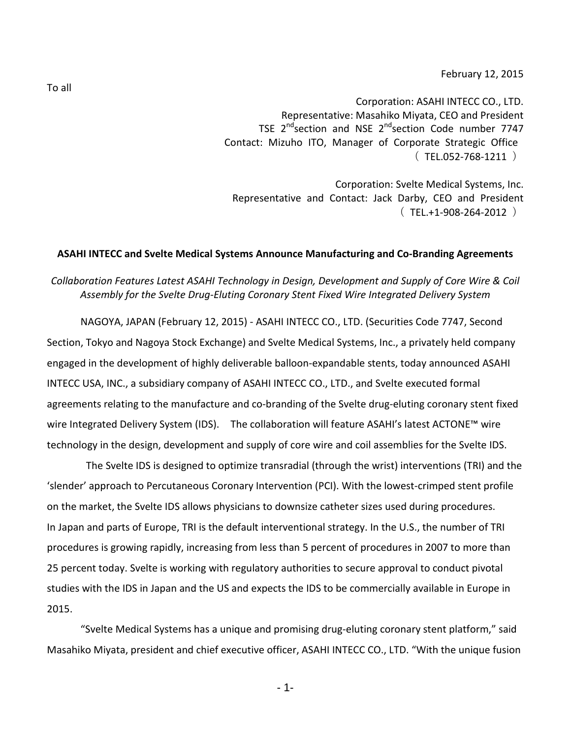February 12, 2015

To all

Corporation: ASAHI INTECC CO., LTD.
Representative: Masahiko Miyata, CEO and President
TSE 2nd section and NSE 2nd section Code number 7747
Contact: Mizuho ITO, Manager of Corporate Strategic Office
（ TEL.052-768-1211 ）

Corporation: Svelte Medical Systems, Inc.
Representative and Contact: Jack Darby, CEO and President
（ TEL.+1-908-264-2012 ）

**ASAHI INTECC and Svelte Medical Systems Announce Manufacturing and Co-Branding Agreements**

*Collaboration Features Latest ASAHI Technology in Design, Development and Supply of Core Wire & Coil Assembly for the Svelte Drug-Eluting Coronary Stent Fixed Wire Integrated Delivery System*

NAGOYA, JAPAN (February 12, 2015) - ASAHI INTECC CO., LTD. (Securities Code 7747, Second Section, Tokyo and Nagoya Stock Exchange) and Svelte Medical Systems, Inc., a privately held company engaged in the development of highly deliverable balloon-expandable stents, today announced ASAHI INTECC USA, INC., a subsidiary company of ASAHI INTECC CO., LTD., and Svelte executed formal agreements relating to the manufacture and co-branding of the Svelte drug-eluting coronary stent fixed wire Integrated Delivery System (IDS). The collaboration will feature ASAHI's latest ACTONE™ wire technology in the design, development and supply of core wire and coil assemblies for the Svelte IDS.

The Svelte IDS is designed to optimize transradial (through the wrist) interventions (TRI) and the 'slender' approach to Percutaneous Coronary Intervention (PCI). With the lowest-crimped stent profile on the market, the Svelte IDS allows physicians to downsize catheter sizes used during procedures. In Japan and parts of Europe, TRI is the default interventional strategy. In the U.S., the number of TRI procedures is growing rapidly, increasing from less than 5 percent of procedures in 2007 to more than 25 percent today. Svelte is working with regulatory authorities to secure approval to conduct pivotal studies with the IDS in Japan and the US and expects the IDS to be commercially available in Europe in 2015.

"Svelte Medical Systems has a unique and promising drug-eluting coronary stent platform," said Masahiko Miyata, president and chief executive officer, ASAHI INTECC CO., LTD. "With the unique fusion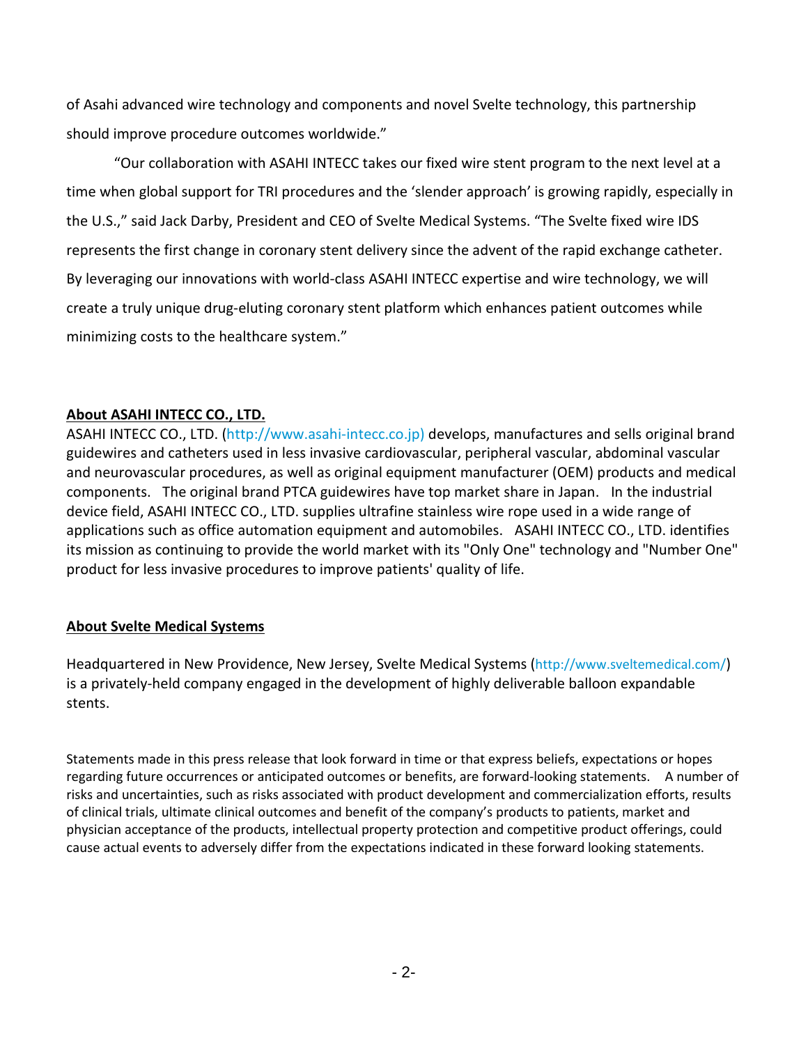of Asahi advanced wire technology and components and novel Svelte technology, this partnership should improve procedure outcomes worldwide."

"Our collaboration with ASAHI INTECC takes our fixed wire stent program to the next level at a time when global support for TRI procedures and the 'slender approach' is growing rapidly, especially in the U.S.," said Jack Darby, President and CEO of Svelte Medical Systems. "The Svelte fixed wire IDS represents the first change in coronary stent delivery since the advent of the rapid exchange catheter. By leveraging our innovations with world-class ASAHI INTECC expertise and wire technology, we will create a truly unique drug-eluting coronary stent platform which enhances patient outcomes while minimizing costs to the healthcare system."

**About ASAHI INTECC CO., LTD.**

ASAHI INTECC CO., LTD. (http://www.asahi-intecc.co.jp) develops, manufactures and sells original brand guidewires and catheters used in less invasive cardiovascular, peripheral vascular, abdominal vascular and neurovascular procedures, as well as original equipment manufacturer (OEM) products and medical components. The original brand PTCA guidewires have top market share in Japan. In the industrial device field, ASAHI INTECC CO., LTD. supplies ultrafine stainless wire rope used in a wide range of applications such as office automation equipment and automobiles. ASAHI INTECC CO., LTD. identifies its mission as continuing to provide the world market with its "Only One" technology and "Number One" product for less invasive procedures to improve patients' quality of life.

**About Svelte Medical Systems**

Headquartered in New Providence, New Jersey, Svelte Medical Systems (http://www.sveltemedical.com/) is a privately-held company engaged in the development of highly deliverable balloon expandable stents.

Statements made in this press release that look forward in time or that express beliefs, expectations or hopes regarding future occurrences or anticipated outcomes or benefits, are forward-looking statements. A number of risks and uncertainties, such as risks associated with product development and commercialization efforts, results of clinical trials, ultimate clinical outcomes and benefit of the company's products to patients, market and physician acceptance of the products, intellectual property protection and competitive product offerings, could cause actual events to adversely differ from the expectations indicated in these forward looking statements.